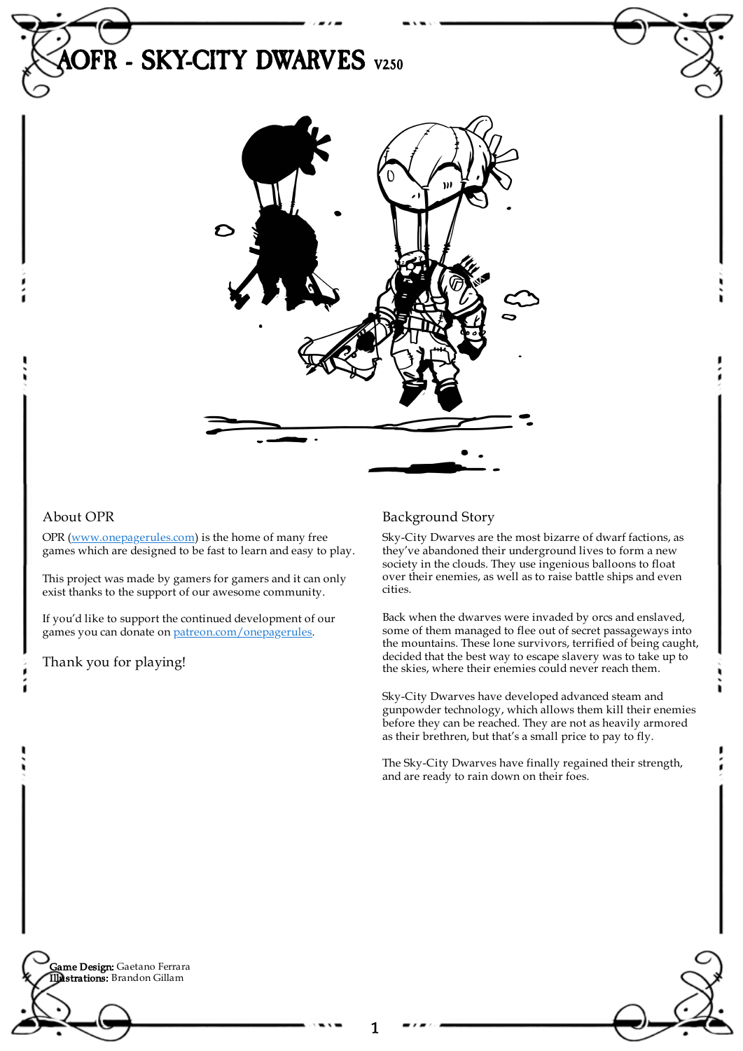# AOFR - Sky-City Dwarves v2.50

## About OPR

OPR (www.onepagerules.com) is the home of many free games which are designed to be fast to learn and easy to play.

This project was made by gamers for gamers and it can only exist thanks to the support of our awesome community.

If you'd like to support the continued development of our games you can donate on patreon.com/onepagerules.

Thank you for playing!

## Background Story

Sky-City Dwarves are the most bizarre of dwarf factions, as they've abandoned their underground lives to form a new society in the clouds. They use ingenious balloons to float over their enemies, as well as to raise battle ships and even cities.

Back when the dwarves were invaded by orcs and enslaved, some of them managed to flee out of secret passageways into the mountains. These lone survivors, terrified of being caught, decided that the best way to escape slavery was to take up to the skies, where their enemies could never reach them.

Sky-City Dwarves have developed advanced steam and gunpowder technology, which allows them kill their enemies before they can be reached. They are not as heavily armored as their brethren, but that's a small price to pay to fly.

The Sky-City Dwarves have finally regained their strength, and are ready to rain down on their foes.

**Game Design:** Gaetano Ferrara
**Illustrations:** Brandon Gillam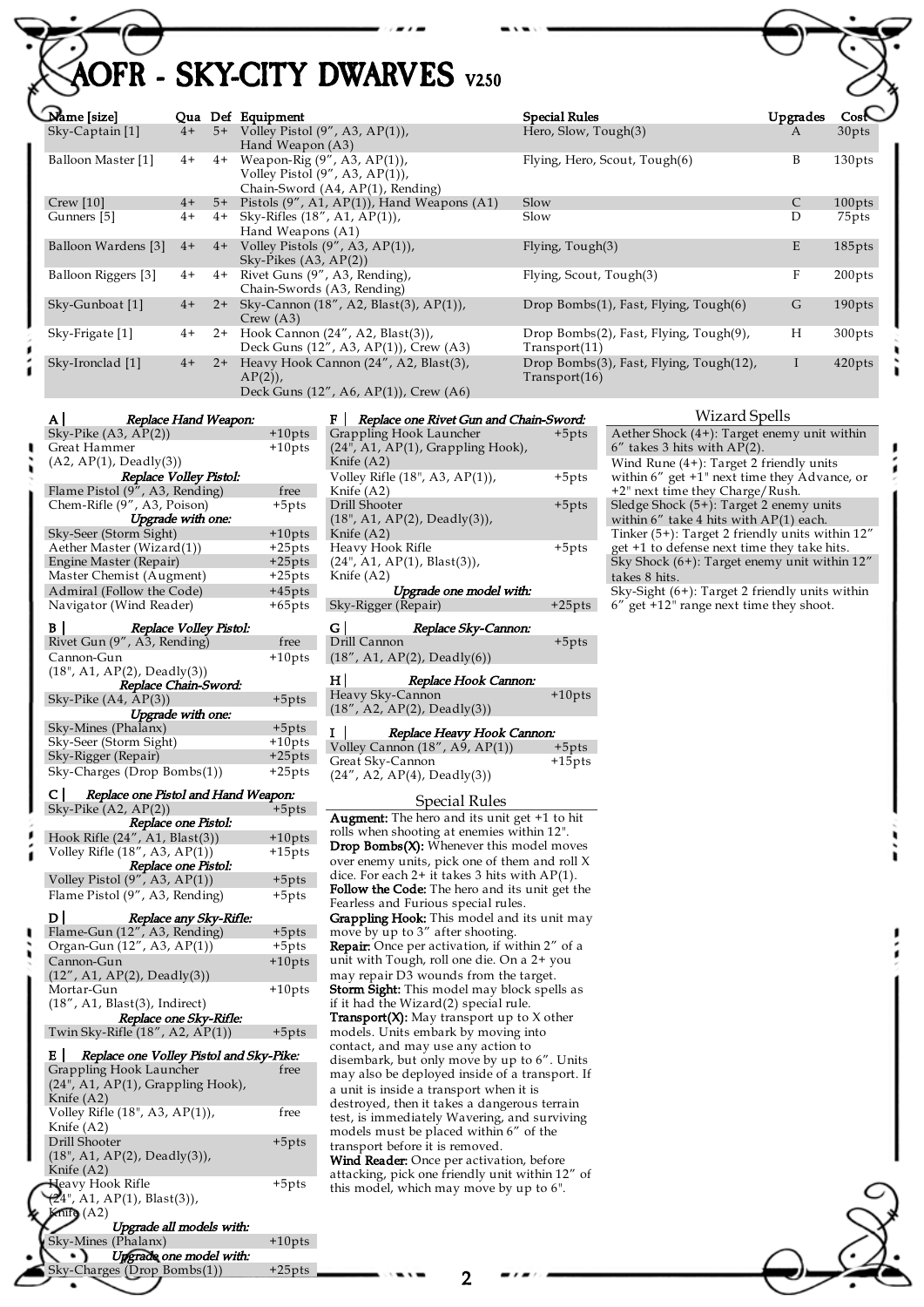# AOFR - SKY-CITY DWARVES V2.50

| Name [size] | Qua | Def | Equipment | Special Rules | Upgrades | Cost |
|---|---|---|---|---|---|---|
| Sky-Captain [1] | 4+ | 5+ | Volley Pistol (9", A3, AP(1)), Hand Weapon (A3) | Hero, Slow, Tough(3) | A | 30pts |
| Balloon Master [1] | 4+ | 4+ | Weapon-Rig (9", A3, AP(1)), Volley Pistol (9", A3, AP(1)), Chain-Sword (A4, AP(1), Rending) | Flying, Hero, Scout, Tough(6) | B | 130pts |
| Crew [10] | 4+ | 5+ | Pistols (9", A1, AP(1)), Hand Weapons (A1) | Slow | C | 100pts |
| Gunners [5] | 4+ | 4+ | Sky-Rifles (18", A1, AP(1)), Hand Weapons (A1) | Slow | D | 75pts |
| Balloon Wardens [3] | 4+ | 4+ | Volley Pistols (9", A3, AP(1)), Sky-Pikes (A3, AP(2)) | Flying, Tough(3) | E | 185pts |
| Balloon Riggers [3] | 4+ | 4+ | Rivet Guns (9", A3, Rending), Chain-Swords (A3, Rending) | Flying, Scout, Tough(3) | F | 200pts |
| Sky-Gunboat [1] | 4+ | 2+ | Sky-Cannon (18", A2, Blast(3), AP(1)), Crew (A3) | Drop Bombs(1), Fast, Flying, Tough(6) | G | 190pts |
| Sky-Frigate [1] | 4+ | 2+ | Hook Cannon (24", A2, Blast(3)), Deck Guns (12", A3, AP(1)), Crew (A3) | Drop Bombs(2), Fast, Flying, Tough(9), Transport(11) | H | 300pts |
| Sky-Ironclad [1] | 4+ | 2+ | Heavy Hook Cannon (24", A2, Blast(3), AP(2)), Deck Guns (12", A6, AP(1)), Crew (A6) | Drop Bombs(3), Fast, Flying, Tough(12), Transport(16) | I | 420pts |

**A** | *Replace Hand Weapon:*

| | |
|---|---|
| Sky-Pike (A3, AP(2)) | +10pts |
| Great Hammer (A2, AP(1), Deadly(3)) | +10pts |

*Replace Volley Pistol:*

| | |
|---|---|
| Flame Pistol (9", A3, Rending) | free |
| Chem-Rifle (9", A3, Poison) | +5pts |

*Upgrade with one:*

| | |
|---|---|
| Sky-Seer (Storm Sight) | +10pts |
| Aether Master (Wizard(1)) | +25pts |
| Engine Master (Repair) | +25pts |
| Master Chemist (Augment) | +25pts |
| Admiral (Follow the Code) | +45pts |
| Navigator (Wind Reader) | +65pts |

**B** | *Replace Volley Pistol:*

| | |
|---|---|
| Rivet Gun (9", A3, Rending) | free |
| Cannon-Gun (18", A1, AP(2), Deadly(3)) | +10pts |

*Replace Chain-Sword:*

| | |
|---|---|
| Sky-Pike (A4, AP(3)) | +5pts |

*Upgrade with one:*

| | |
|---|---|
| Sky-Mines (Phalanx) | +5pts |
| Sky-Seer (Storm Sight) | +10pts |
| Sky-Rigger (Repair) | +25pts |
| Sky-Charges (Drop Bombs(1)) | +25pts |

**C** | *Replace one Pistol and Hand Weapon:*

| | |
|---|---|
| Sky-Pike (A2, AP(2)) | +5pts |

*Replace one Pistol:*

| | |
|---|---|
| Hook Rifle (24", A1, Blast(3)) | +10pts |
| Volley Rifle (18", A3, AP(1)) | +15pts |

*Replace one Pistol:*

| | |
|---|---|
| Volley Pistol (9", A3, AP(1)) | +5pts |
| Flame Pistol (9", A3, Rending) | +5pts |

**D** | *Replace any Sky-Rifle:*

| | |
|---|---|
| Flame-Gun (12", A3, Rending) | +5pts |
| Organ-Gun (12", A3, AP(1)) | +5pts |
| Cannon-Gun (12", A1, AP(2), Deadly(3)) | +10pts |
| Mortar-Gun (18", A1, Blast(3), Indirect) | +10pts |

*Replace one Sky-Rifle:*

| | |
|---|---|
| Twin Sky-Rifle (18", A2, AP(1)) | +5pts |

**E** | *Replace one Volley Pistol and Sky-Pike:*

| | |
|---|---|
| Grappling Hook Launcher (24", A1, AP(1), Grappling Hook), Knife (A2) | free |
| Volley Rifle (18", A3, AP(1)), Knife (A2) | free |
| Drill Shooter (18", A1, AP(2), Deadly(3)), Knife (A2) | +5pts |
| Heavy Hook Rifle (24", A1, AP(1), Blast(3)), Knife (A2) | +5pts |

*Upgrade all models with:*

| | |
|---|---|
| Sky-Mines (Phalanx) | +10pts |

*Upgrade one model with:*

| | |
|---|---|
| Sky-Charges (Drop Bombs(1)) | +25pts |

**F** | *Replace one Rivet Gun and Chain-Sword:*

| | |
|---|---|
| Grappling Hook Launcher (24", A1, AP(1), Grappling Hook), Knife (A2) | +5pts |
| Volley Rifle (18", A3, AP(1)), Knife (A2) | +5pts |
| Drill Shooter (18", A1, AP(2), Deadly(3)), Knife (A2) | +5pts |
| Heavy Hook Rifle (24", A1, AP(1), Blast(3)), Knife (A2) | +5pts |

*Upgrade one model with:*

| | |
|---|---|
| Sky-Rigger (Repair) | +25pts |

**G** | *Replace Sky-Cannon:*

| | |
|---|---|
| Drill Cannon (18", A1, AP(2), Deadly(6)) | +5pts |

**H** | *Replace Hook Cannon:*

| | |
|---|---|
| Heavy Sky-Cannon (18", A2, AP(2), Deadly(3)) | +10pts |

**I** | *Replace Heavy Hook Cannon:*

| | |
|---|---|
| Volley Cannon (18", A9, AP(1)) | +5pts |
| Great Sky-Cannon (24", A2, AP(4), Deadly(3)) | +15pts |

## Special Rules

**Augment:** The hero and its unit get +1 to hit rolls when shooting at enemies within 12".

**Drop Bombs(X):** Whenever this model moves over enemy units, pick one of them and roll X dice. For each 2+ it takes 3 hits with AP(1).

**Follow the Code:** The hero and its unit get the Fearless and Furious special rules.

**Grappling Hook:** This model and its unit may move by up to 3" after shooting.

**Repair:** Once per activation, if within 2" of a unit with Tough, roll one die. On a 2+ you may repair D3 wounds from the target.

**Storm Sight:** This model may block spells as if it had the Wizard(2) special rule.

**Transport(X):** May transport up to X other models. Units embark by moving into contact, and may use any action to disembark, but only move by up to 6". Units may also be deployed inside of a transport. If a unit is inside a transport when it is destroyed, then it takes a dangerous terrain test, is immediately Wavering, and surviving models must be placed within 6" of the transport before it is removed.

**Wind Reader:** Once per activation, before attacking, pick one friendly unit within 12" of this model, which may move by up to 6".

## Wizard Spells

- Aether Shock (4+): Target enemy unit within 6" takes 3 hits with AP(2).
- Wind Rune (4+): Target 2 friendly units within 6" get +1" next time they Advance, or +2" next time they Charge/Rush.
- Sledge Shock (5+): Target 2 enemy units within 6" take 4 hits with AP(1) each.
- Tinker (5+): Target 2 friendly units within 12" get +1 to defense next time they take hits.
- Sky Shock (6+): Target enemy unit within 12" takes 8 hits.
- Sky-Sight (6+): Target 2 friendly units within 6" get +12" range next time they shoot.